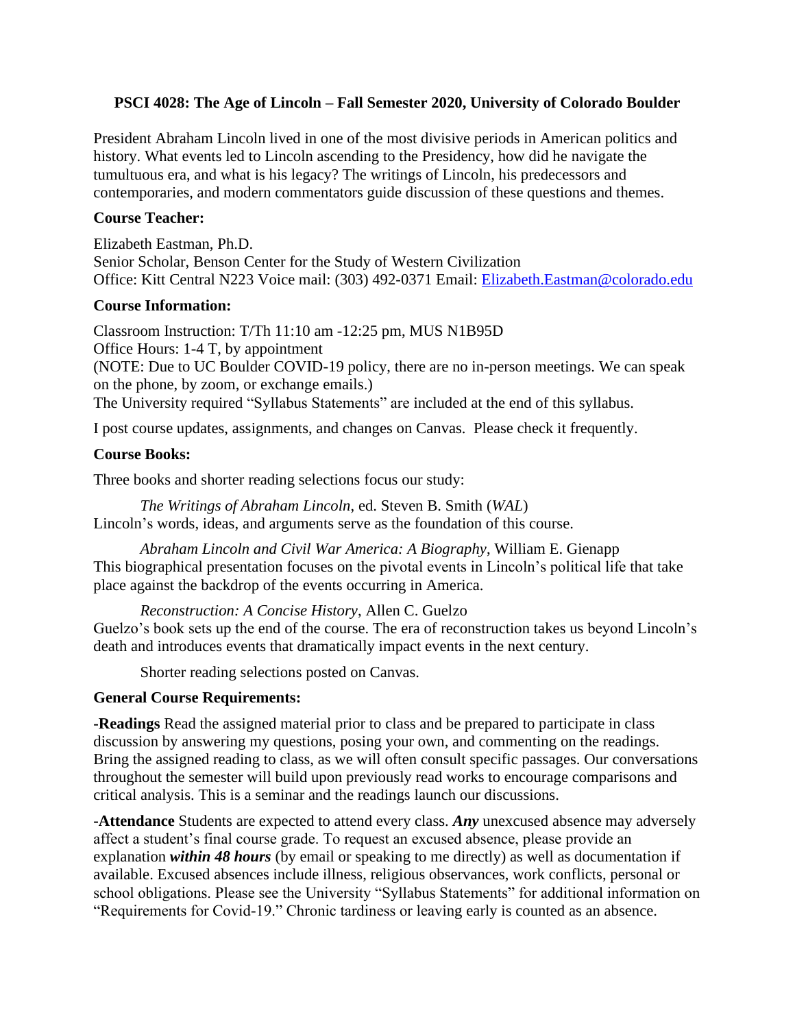**PSCI 4028: The Age of Lincoln – Fall Semester 2020, University of Colorado Boulder**

President Abraham Lincoln lived in one of the most divisive periods in American politics and history. What events led to Lincoln ascending to the Presidency, how did he navigate the tumultuous era, and what is his legacy? The writings of Lincoln, his predecessors and contemporaries, and modern commentators guide discussion of these questions and themes.

**Course Teacher:**

Elizabeth Eastman, Ph.D.
Senior Scholar, Benson Center for the Study of Western Civilization
Office: Kitt Central N223 Voice mail: (303) 492-0371 Email: Elizabeth.Eastman@colorado.edu

**Course Information:**

Classroom Instruction: T/Th 11:10 am -12:25 pm, MUS N1B95D
Office Hours: 1-4 T, by appointment
(NOTE: Due to UC Boulder COVID-19 policy, there are no in-person meetings. We can speak on the phone, by zoom, or exchange emails.)
The University required "Syllabus Statements" are included at the end of this syllabus.

I post course updates, assignments, and changes on Canvas. Please check it frequently.

**Course Books:**

Three books and shorter reading selections focus our study:

*The Writings of Abraham Lincoln*, ed. Steven B. Smith (*WAL*)
Lincoln's words, ideas, and arguments serve as the foundation of this course.

*Abraham Lincoln and Civil War America: A Biography*, William E. Gienapp
This biographical presentation focuses on the pivotal events in Lincoln's political life that take place against the backdrop of the events occurring in America.

*Reconstruction: A Concise History*, Allen C. Guelzo
Guelzo's book sets up the end of the course. The era of reconstruction takes us beyond Lincoln's death and introduces events that dramatically impact events in the next century.

Shorter reading selections posted on Canvas.

**General Course Requirements:**

**-Readings** Read the assigned material prior to class and be prepared to participate in class discussion by answering my questions, posing your own, and commenting on the readings. Bring the assigned reading to class, as we will often consult specific passages. Our conversations throughout the semester will build upon previously read works to encourage comparisons and critical analysis. This is a seminar and the readings launch our discussions.

**-Attendance** Students are expected to attend every class. ***Any*** unexcused absence may adversely affect a student's final course grade. To request an excused absence, please provide an explanation ***within 48 hours*** (by email or speaking to me directly) as well as documentation if available. Excused absences include illness, religious observances, work conflicts, personal or school obligations. Please see the University "Syllabus Statements" for additional information on "Requirements for Covid-19." Chronic tardiness or leaving early is counted as an absence.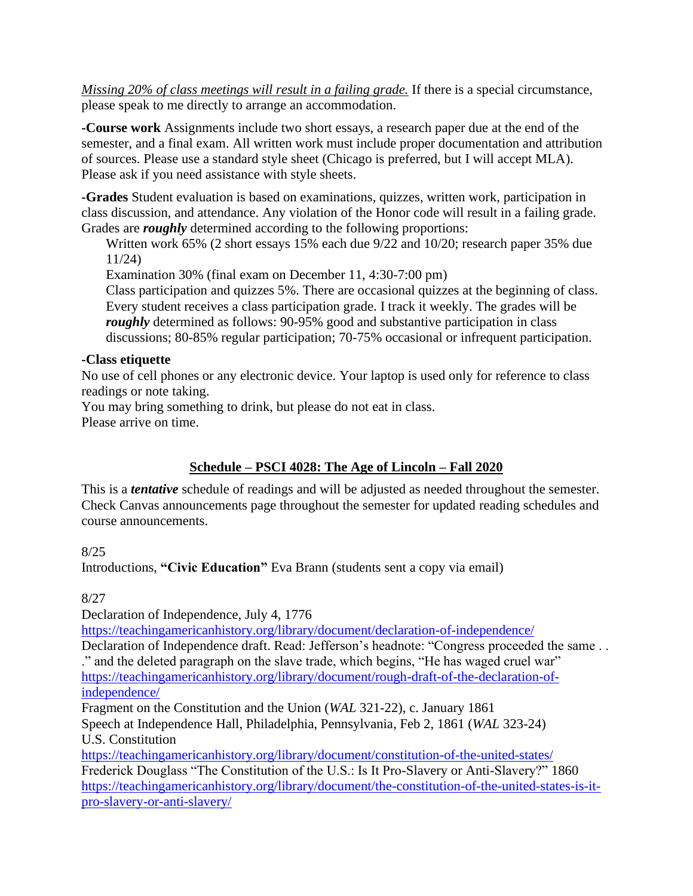*Missing 20% of class meetings will result in a failing grade.* If there is a special circumstance, please speak to me directly to arrange an accommodation.

**-Course work** Assignments include two short essays, a research paper due at the end of the semester, and a final exam. All written work must include proper documentation and attribution of sources. Please use a standard style sheet (Chicago is preferred, but I will accept MLA). Please ask if you need assistance with style sheets.

**-Grades** Student evaluation is based on examinations, quizzes, written work, participation in class discussion, and attendance. Any violation of the Honor code will result in a failing grade. Grades are ***roughly*** determined according to the following proportions:

Written work 65% (2 short essays 15% each due 9/22 and 10/20; research paper 35% due 11/24)

Examination 30% (final exam on December 11, 4:30-7:00 pm)

Class participation and quizzes 5%. There are occasional quizzes at the beginning of class. Every student receives a class participation grade. I track it weekly. The grades will be ***roughly*** determined as follows: 90-95% good and substantive participation in class discussions; 80-85% regular participation; 70-75% occasional or infrequent participation.

**-Class etiquette**

No use of cell phones or any electronic device. Your laptop is used only for reference to class readings or note taking.

You may bring something to drink, but please do not eat in class.

Please arrive on time.

## Schedule – PSCI 4028: The Age of Lincoln – Fall 2020

This is a ***tentative*** schedule of readings and will be adjusted as needed throughout the semester. Check Canvas announcements page throughout the semester for updated reading schedules and course announcements.

8/25

Introductions, **"Civic Education"** Eva Brann (students sent a copy via email)

8/27

Declaration of Independence, July 4, 1776

https://teachingamericanhistory.org/library/document/declaration-of-independence/

Declaration of Independence draft. Read: Jefferson's headnote: "Congress proceeded the same . . ." and the deleted paragraph on the slave trade, which begins, "He has waged cruel war"

https://teachingamericanhistory.org/library/document/rough-draft-of-the-declaration-of-independence/

Fragment on the Constitution and the Union (*WAL* 321-22), c. January 1861

Speech at Independence Hall, Philadelphia, Pennsylvania, Feb 2, 1861 (*WAL* 323-24)

U.S. Constitution

https://teachingamericanhistory.org/library/document/constitution-of-the-united-states/

Frederick Douglass "The Constitution of the U.S.: Is It Pro-Slavery or Anti-Slavery?" 1860

https://teachingamericanhistory.org/library/document/the-constitution-of-the-united-states-is-it-pro-slavery-or-anti-slavery/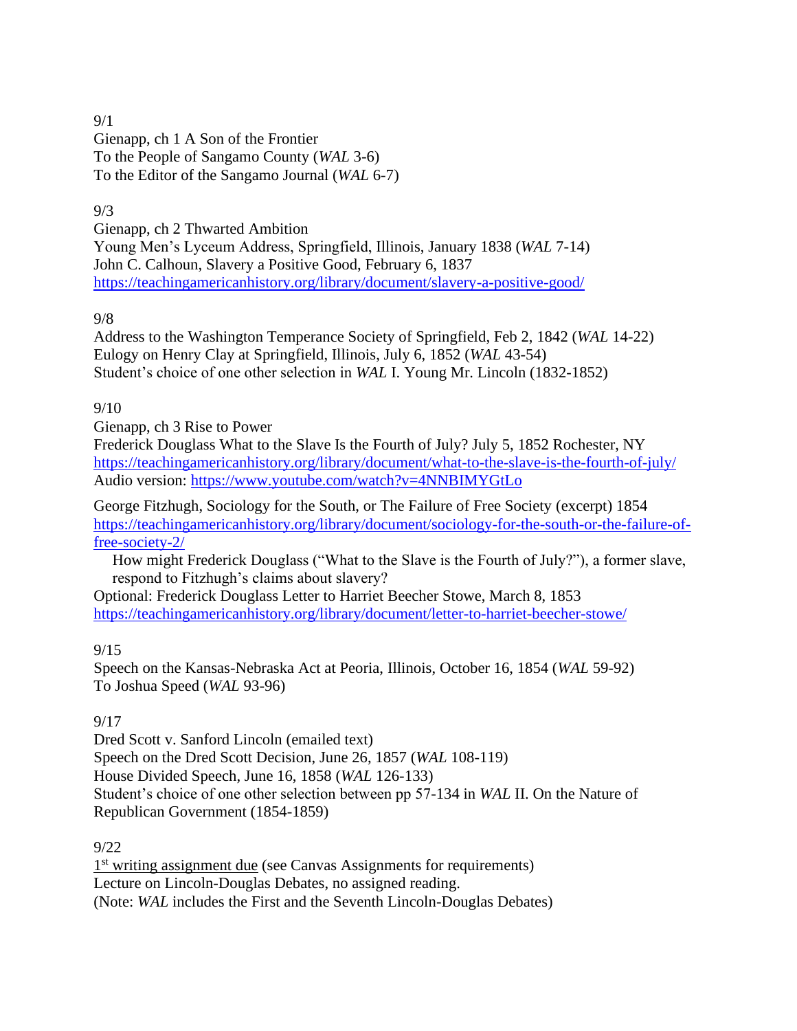9/1
Gienapp, ch 1 A Son of the Frontier
To the People of Sangamo County (*WAL* 3-6)
To the Editor of the Sangamo Journal (*WAL* 6-7)

9/3
Gienapp, ch 2 Thwarted Ambition
Young Men's Lyceum Address, Springfield, Illinois, January 1838 (*WAL* 7-14)
John C. Calhoun, Slavery a Positive Good, February 6, 1837
https://teachingamericanhistory.org/library/document/slavery-a-positive-good/

9/8
Address to the Washington Temperance Society of Springfield, Feb 2, 1842 (*WAL* 14-22)
Eulogy on Henry Clay at Springfield, Illinois, July 6, 1852 (*WAL* 43-54)
Student's choice of one other selection in *WAL* I. Young Mr. Lincoln (1832-1852)

9/10
Gienapp, ch 3 Rise to Power
Frederick Douglass What to the Slave Is the Fourth of July? July 5, 1852 Rochester, NY
https://teachingamericanhistory.org/library/document/what-to-the-slave-is-the-fourth-of-july/
Audio version: https://www.youtube.com/watch?v=4NNBIMYGtLo

George Fitzhugh, Sociology for the South, or The Failure of Free Society (excerpt) 1854
https://teachingamericanhistory.org/library/document/sociology-for-the-south-or-the-failure-of-free-society-2/

How might Frederick Douglass ("What to the Slave is the Fourth of July?"), a former slave, respond to Fitzhugh's claims about slavery?

Optional: Frederick Douglass Letter to Harriet Beecher Stowe, March 8, 1853
https://teachingamericanhistory.org/library/document/letter-to-harriet-beecher-stowe/

9/15
Speech on the Kansas-Nebraska Act at Peoria, Illinois, October 16, 1854 (*WAL* 59-92)
To Joshua Speed (*WAL* 93-96)

9/17
Dred Scott v. Sanford Lincoln (emailed text)
Speech on the Dred Scott Decision, June 26, 1857 (*WAL* 108-119)
House Divided Speech, June 16, 1858 (*WAL* 126-133)
Student's choice of one other selection between pp 57-134 in *WAL* II. On the Nature of Republican Government (1854-1859)

9/22
1st writing assignment due (see Canvas Assignments for requirements)
Lecture on Lincoln-Douglas Debates, no assigned reading.
(Note: *WAL* includes the First and the Seventh Lincoln-Douglas Debates)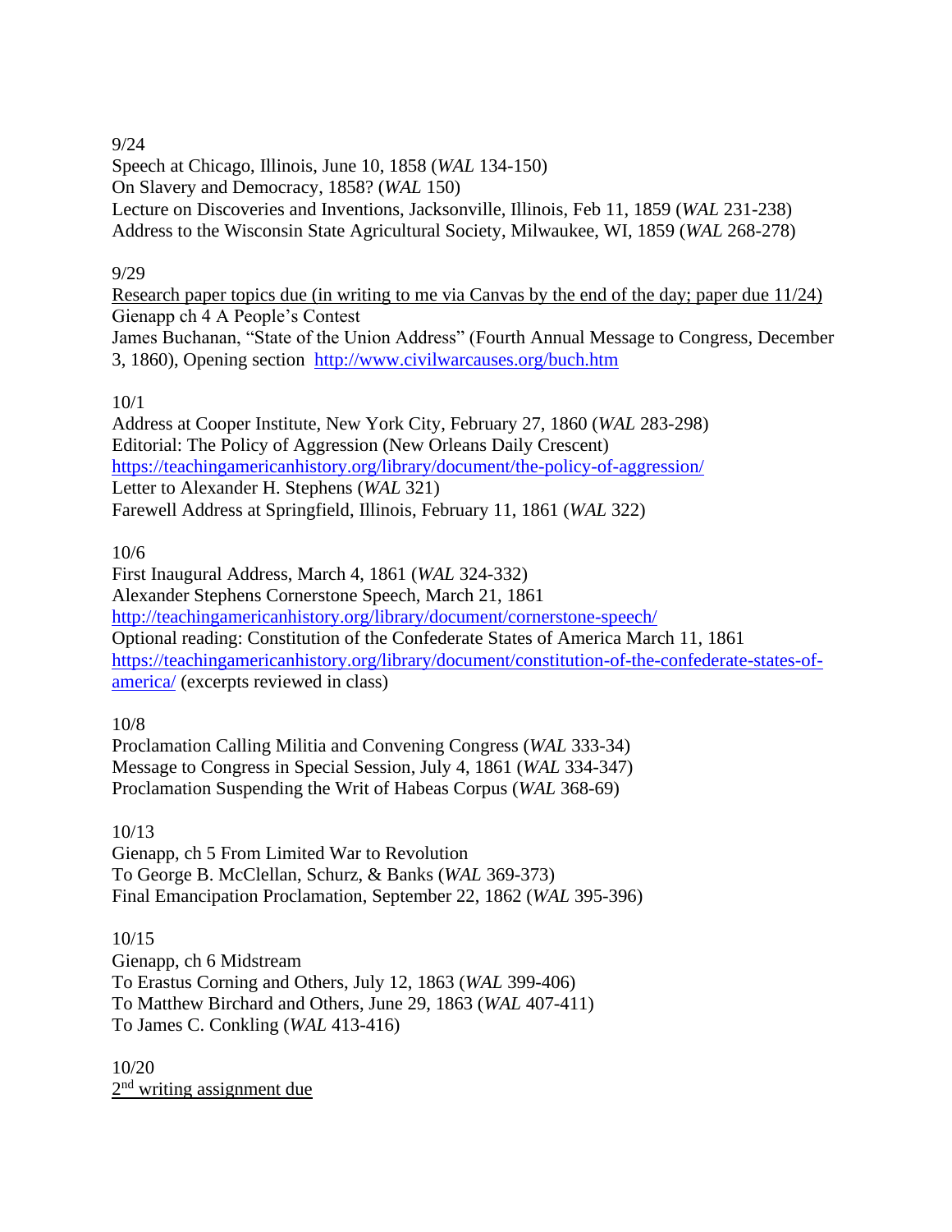9/24

Speech at Chicago, Illinois, June 10, 1858 (*WAL* 134-150)
On Slavery and Democracy, 1858? (*WAL* 150)
Lecture on Discoveries and Inventions, Jacksonville, Illinois, Feb 11, 1859 (*WAL* 231-238)
Address to the Wisconsin State Agricultural Society, Milwaukee, WI, 1859 (*WAL* 268-278)

9/29

<u>Research paper topics due (in writing to me via Canvas by the end of the day; paper due 11/24)</u>
Gienapp ch 4 A People's Contest
James Buchanan, "State of the Union Address" (Fourth Annual Message to Congress, December 3, 1860), Opening section [http://www.civilwarcauses.org/buch.htm](http://www.civilwarcauses.org/buch.htm)

10/1

Address at Cooper Institute, New York City, February 27, 1860 (*WAL* 283-298)
Editorial: The Policy of Aggression (New Orleans Daily Crescent)
[https://teachingamericanhistory.org/library/document/the-policy-of-aggression/](https://teachingamericanhistory.org/library/document/the-policy-of-aggression/)
Letter to Alexander H. Stephens (*WAL* 321)
Farewell Address at Springfield, Illinois, February 11, 1861 (*WAL* 322)

10/6

First Inaugural Address, March 4, 1861 (*WAL* 324-332)
Alexander Stephens Cornerstone Speech, March 21, 1861
[http://teachingamericanhistory.org/library/document/cornerstone-speech/](http://teachingamericanhistory.org/library/document/cornerstone-speech/)
Optional reading: Constitution of the Confederate States of America March 11, 1861
[https://teachingamericanhistory.org/library/document/constitution-of-the-confederate-states-of-america/](https://teachingamericanhistory.org/library/document/constitution-of-the-confederate-states-of-america/) (excerpts reviewed in class)

10/8

Proclamation Calling Militia and Convening Congress (*WAL* 333-34)
Message to Congress in Special Session, July 4, 1861 (*WAL* 334-347)
Proclamation Suspending the Writ of Habeas Corpus (*WAL* 368-69)

10/13

Gienapp, ch 5 From Limited War to Revolution
To George B. McClellan, Schurz, & Banks (*WAL* 369-373)
Final Emancipation Proclamation, September 22, 1862 (*WAL* 395-396)

10/15

Gienapp, ch 6 Midstream
To Erastus Corning and Others, July 12, 1863 (*WAL* 399-406)
To Matthew Birchard and Others, June 29, 1863 (*WAL* 407-411)
To James C. Conkling (*WAL* 413-416)

10/20

<u>2nd writing assignment due</u>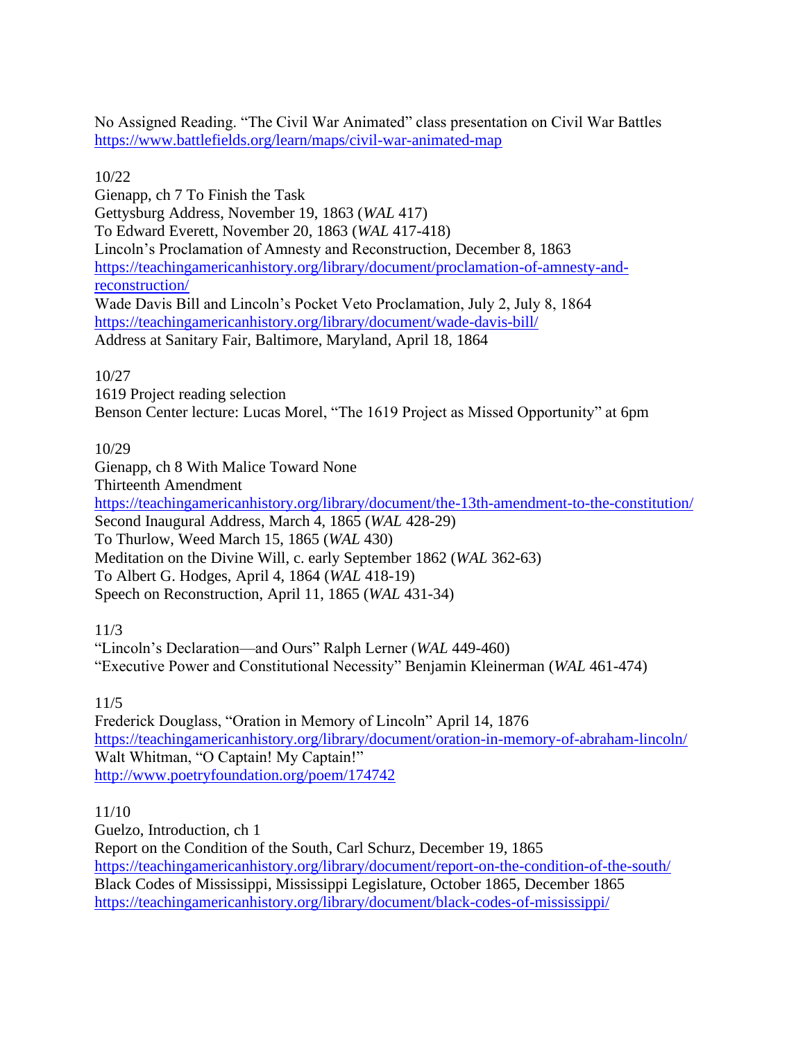No Assigned Reading. "The Civil War Animated" class presentation on Civil War Battles
https://www.battlefields.org/learn/maps/civil-war-animated-map

10/22
Gienapp, ch 7 To Finish the Task
Gettysburg Address, November 19, 1863 (*WAL* 417)
To Edward Everett, November 20, 1863 (*WAL* 417-418)
Lincoln's Proclamation of Amnesty and Reconstruction, December 8, 1863
https://teachingamericanhistory.org/library/document/proclamation-of-amnesty-and-reconstruction/
Wade Davis Bill and Lincoln's Pocket Veto Proclamation, July 2, July 8, 1864
https://teachingamericanhistory.org/library/document/wade-davis-bill/
Address at Sanitary Fair, Baltimore, Maryland, April 18, 1864

10/27
1619 Project reading selection
Benson Center lecture: Lucas Morel, "The 1619 Project as Missed Opportunity" at 6pm

10/29
Gienapp, ch 8 With Malice Toward None
Thirteenth Amendment
https://teachingamericanhistory.org/library/document/the-13th-amendment-to-the-constitution/
Second Inaugural Address, March 4, 1865 (*WAL* 428-29)
To Thurlow, Weed March 15, 1865 (*WAL* 430)
Meditation on the Divine Will, c. early September 1862 (*WAL* 362-63)
To Albert G. Hodges, April 4, 1864 (*WAL* 418-19)
Speech on Reconstruction, April 11, 1865 (*WAL* 431-34)

11/3
"Lincoln's Declaration—and Ours" Ralph Lerner (*WAL* 449-460)
"Executive Power and Constitutional Necessity" Benjamin Kleinerman (*WAL* 461-474)

11/5
Frederick Douglass, "Oration in Memory of Lincoln" April 14, 1876
https://teachingamericanhistory.org/library/document/oration-in-memory-of-abraham-lincoln/
Walt Whitman, "O Captain! My Captain!"
http://www.poetryfoundation.org/poem/174742

11/10
Guelzo, Introduction, ch 1
Report on the Condition of the South, Carl Schurz, December 19, 1865
https://teachingamericanhistory.org/library/document/report-on-the-condition-of-the-south/
Black Codes of Mississippi, Mississippi Legislature, October 1865, December 1865
https://teachingamericanhistory.org/library/document/black-codes-of-mississippi/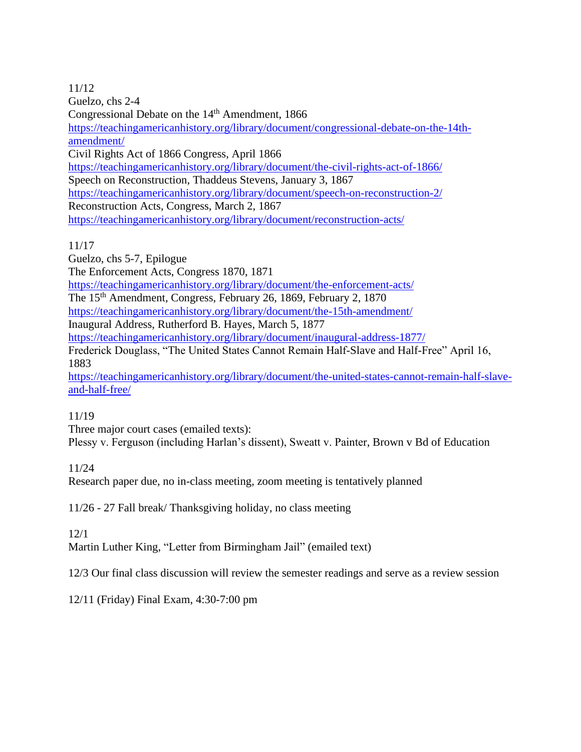11/12
Guelzo, chs 2-4
Congressional Debate on the 14th Amendment, 1866
https://teachingamericanhistory.org/library/document/congressional-debate-on-the-14th-amendment/
Civil Rights Act of 1866 Congress, April 1866
https://teachingamericanhistory.org/library/document/the-civil-rights-act-of-1866/
Speech on Reconstruction, Thaddeus Stevens, January 3, 1867
https://teachingamericanhistory.org/library/document/speech-on-reconstruction-2/
Reconstruction Acts, Congress, March 2, 1867
https://teachingamericanhistory.org/library/document/reconstruction-acts/

11/17
Guelzo, chs 5-7, Epilogue
The Enforcement Acts, Congress 1870, 1871
https://teachingamericanhistory.org/library/document/the-enforcement-acts/
The 15th Amendment, Congress, February 26, 1869, February 2, 1870
https://teachingamericanhistory.org/library/document/the-15th-amendment/
Inaugural Address, Rutherford B. Hayes, March 5, 1877
https://teachingamericanhistory.org/library/document/inaugural-address-1877/
Frederick Douglass, "The United States Cannot Remain Half-Slave and Half-Free" April 16, 1883
https://teachingamericanhistory.org/library/document/the-united-states-cannot-remain-half-slave-and-half-free/

11/19
Three major court cases (emailed texts):
Plessy v. Ferguson (including Harlan's dissent), Sweatt v. Painter, Brown v Bd of Education

11/24
Research paper due, no in-class meeting, zoom meeting is tentatively planned

11/26 - 27 Fall break/ Thanksgiving holiday, no class meeting

12/1
Martin Luther King, "Letter from Birmingham Jail" (emailed text)

12/3 Our final class discussion will review the semester readings and serve as a review session

12/11 (Friday) Final Exam, 4:30-7:00 pm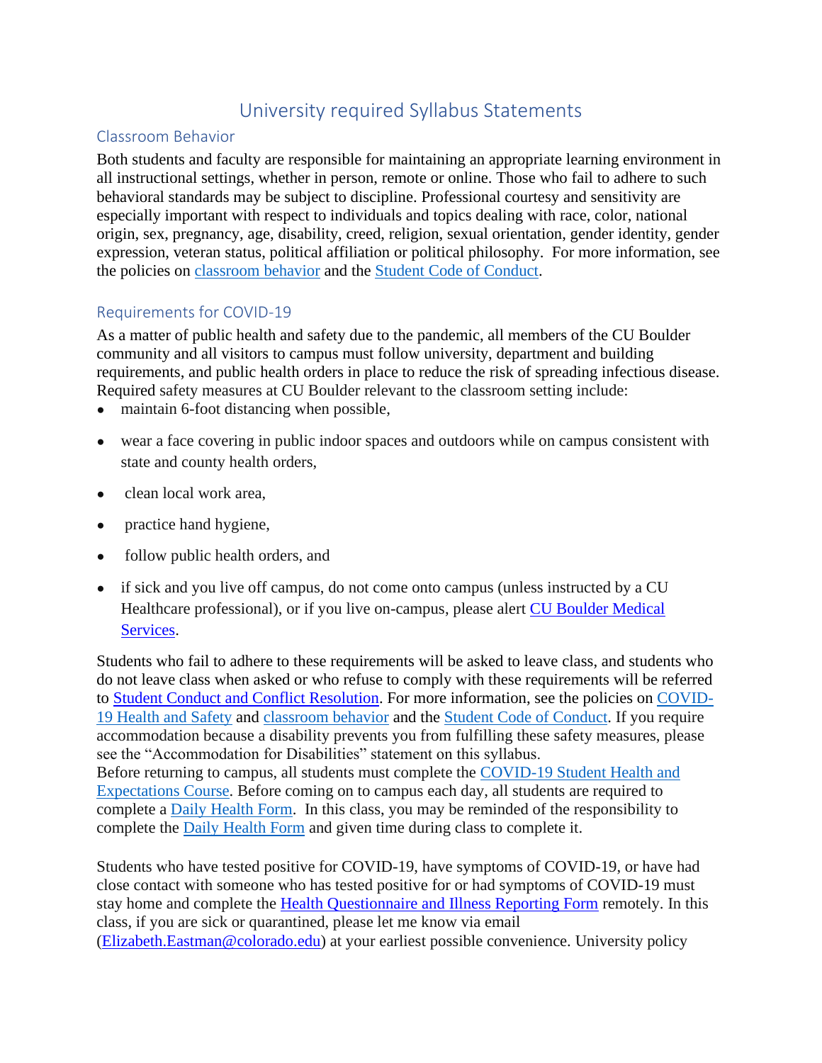# University required Syllabus Statements

## Classroom Behavior

Both students and faculty are responsible for maintaining an appropriate learning environment in all instructional settings, whether in person, remote or online. Those who fail to adhere to such behavioral standards may be subject to discipline. Professional courtesy and sensitivity are especially important with respect to individuals and topics dealing with race, color, national origin, sex, pregnancy, age, disability, creed, religion, sexual orientation, gender identity, gender expression, veteran status, political affiliation or political philosophy. For more information, see the policies on classroom behavior and the Student Code of Conduct.

## Requirements for COVID-19

As a matter of public health and safety due to the pandemic, all members of the CU Boulder community and all visitors to campus must follow university, department and building requirements, and public health orders in place to reduce the risk of spreading infectious disease. Required safety measures at CU Boulder relevant to the classroom setting include:

- maintain 6-foot distancing when possible,
- wear a face covering in public indoor spaces and outdoors while on campus consistent with state and county health orders,
- clean local work area,
- practice hand hygiene,
- follow public health orders, and
- if sick and you live off campus, do not come onto campus (unless instructed by a CU Healthcare professional), or if you live on-campus, please alert CU Boulder Medical Services.

Students who fail to adhere to these requirements will be asked to leave class, and students who do not leave class when asked or who refuse to comply with these requirements will be referred to Student Conduct and Conflict Resolution. For more information, see the policies on COVID-19 Health and Safety and classroom behavior and the Student Code of Conduct. If you require accommodation because a disability prevents you from fulfilling these safety measures, please see the "Accommodation for Disabilities" statement on this syllabus.
Before returning to campus, all students must complete the COVID-19 Student Health and Expectations Course. Before coming on to campus each day, all students are required to complete a Daily Health Form. In this class, you may be reminded of the responsibility to complete the Daily Health Form and given time during class to complete it.

Students who have tested positive for COVID-19, have symptoms of COVID-19, or have had close contact with someone who has tested positive for or had symptoms of COVID-19 must stay home and complete the Health Questionnaire and Illness Reporting Form remotely. In this class, if you are sick or quarantined, please let me know via email (Elizabeth.Eastman@colorado.edu) at your earliest possible convenience. University policy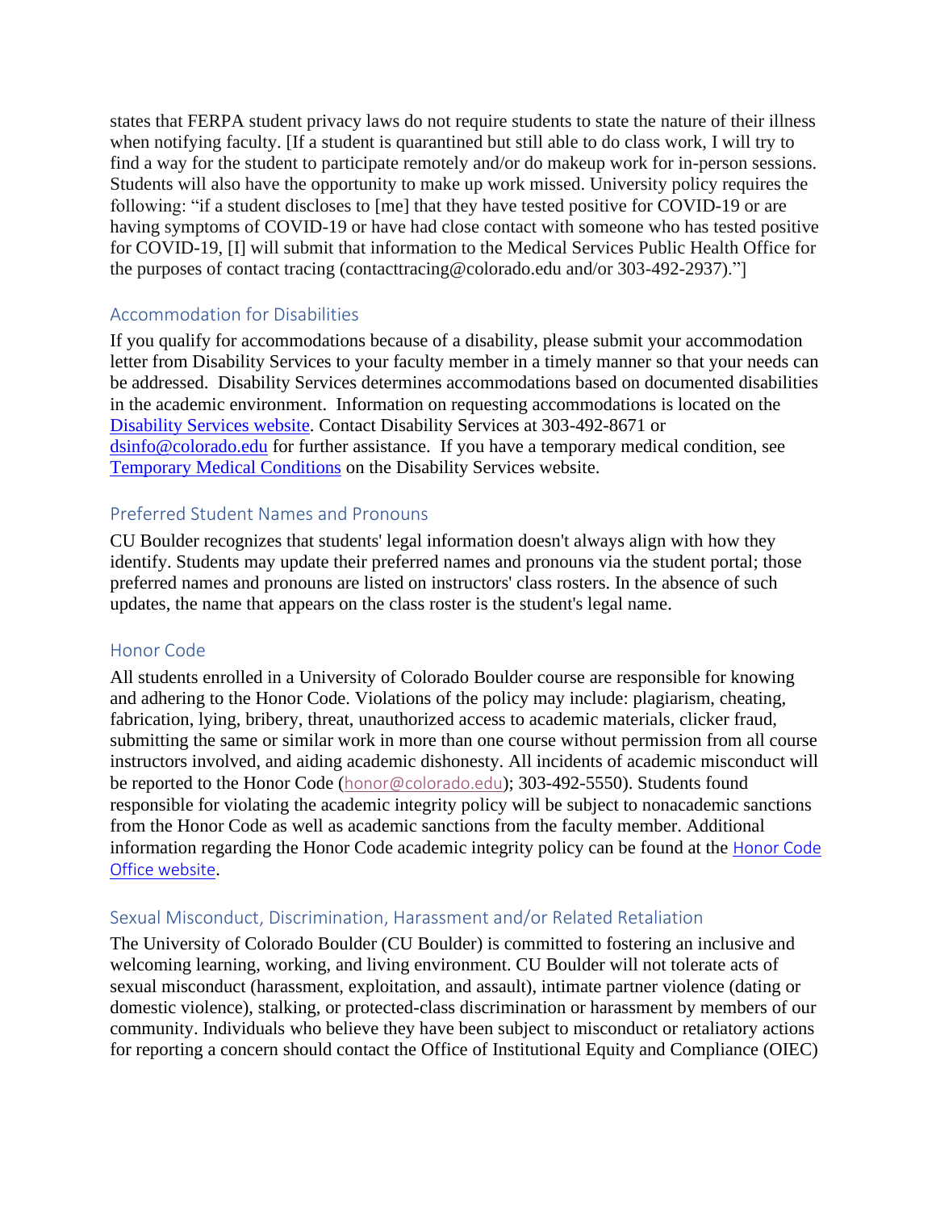states that FERPA student privacy laws do not require students to state the nature of their illness when notifying faculty. [If a student is quarantined but still able to do class work, I will try to find a way for the student to participate remotely and/or do makeup work for in-person sessions. Students will also have the opportunity to make up work missed. University policy requires the following: "if a student discloses to [me] that they have tested positive for COVID-19 or are having symptoms of COVID-19 or have had close contact with someone who has tested positive for COVID-19, [I] will submit that information to the Medical Services Public Health Office for the purposes of contact tracing (contacttracing@colorado.edu and/or 303-492-2937)."]

## Accommodation for Disabilities

If you qualify for accommodations because of a disability, please submit your accommodation letter from Disability Services to your faculty member in a timely manner so that your needs can be addressed. Disability Services determines accommodations based on documented disabilities in the academic environment. Information on requesting accommodations is located on the [Disability Services website](). Contact Disability Services at 303-492-8671 or [dsinfo@colorado.edu]() for further assistance. If you have a temporary medical condition, see [Temporary Medical Conditions]() on the Disability Services website.

## Preferred Student Names and Pronouns

CU Boulder recognizes that students' legal information doesn't always align with how they identify. Students may update their preferred names and pronouns via the student portal; those preferred names and pronouns are listed on instructors' class rosters. In the absence of such updates, the name that appears on the class roster is the student's legal name.

## Honor Code

All students enrolled in a University of Colorado Boulder course are responsible for knowing and adhering to the Honor Code. Violations of the policy may include: plagiarism, cheating, fabrication, lying, bribery, threat, unauthorized access to academic materials, clicker fraud, submitting the same or similar work in more than one course without permission from all course instructors involved, and aiding academic dishonesty. All incidents of academic misconduct will be reported to the Honor Code ([honor@colorado.edu]()); 303-492-5550). Students found responsible for violating the academic integrity policy will be subject to nonacademic sanctions from the Honor Code as well as academic sanctions from the faculty member. Additional information regarding the Honor Code academic integrity policy can be found at the [Honor Code Office website]().

## Sexual Misconduct, Discrimination, Harassment and/or Related Retaliation

The University of Colorado Boulder (CU Boulder) is committed to fostering an inclusive and welcoming learning, working, and living environment. CU Boulder will not tolerate acts of sexual misconduct (harassment, exploitation, and assault), intimate partner violence (dating or domestic violence), stalking, or protected-class discrimination or harassment by members of our community. Individuals who believe they have been subject to misconduct or retaliatory actions for reporting a concern should contact the Office of Institutional Equity and Compliance (OIEC)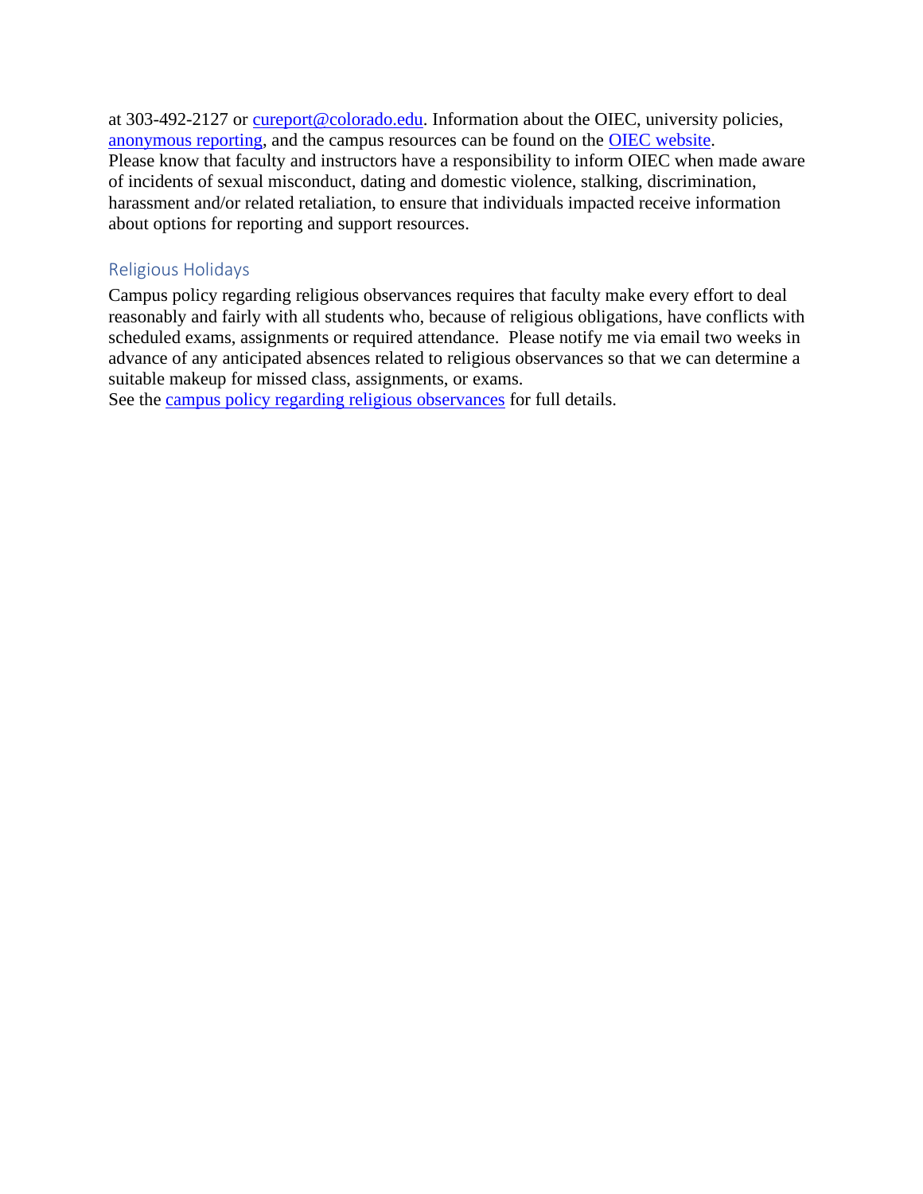at 303-492-2127 or cureport@colorado.edu. Information about the OIEC, university policies, anonymous reporting, and the campus resources can be found on the OIEC website.
Please know that faculty and instructors have a responsibility to inform OIEC when made aware of incidents of sexual misconduct, dating and domestic violence, stalking, discrimination, harassment and/or related retaliation, to ensure that individuals impacted receive information about options for reporting and support resources.

## Religious Holidays

Campus policy regarding religious observances requires that faculty make every effort to deal reasonably and fairly with all students who, because of religious obligations, have conflicts with scheduled exams, assignments or required attendance. Please notify me via email two weeks in advance of any anticipated absences related to religious observances so that we can determine a suitable makeup for missed class, assignments, or exams.
See the campus policy regarding religious observances for full details.